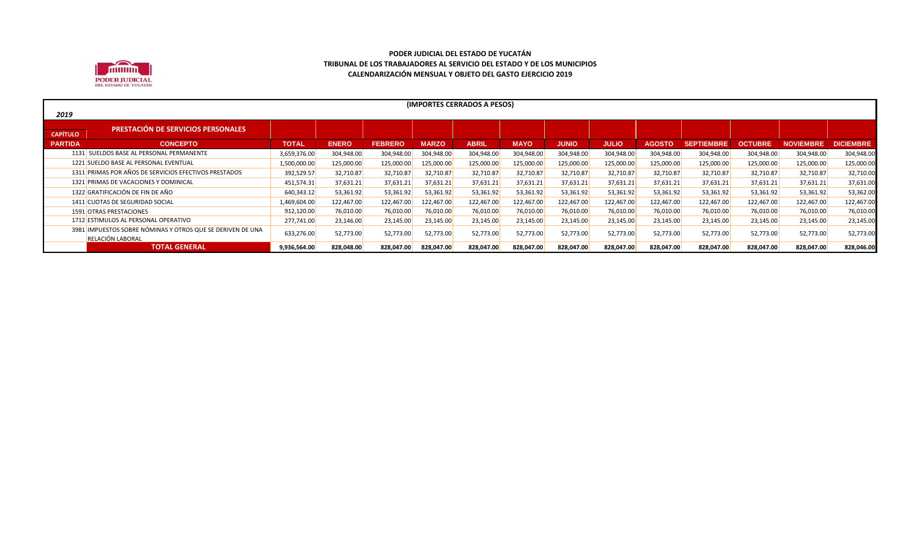**PODER JUDICIAL DEL ESTADO DE YUCATÁN**
**TRIBUNAL DE LOS TRABAJADORES AL SERVICIO DEL ESTADO Y DE LOS MUNICIPIOS**
**CALENDARIZACIÓN MENSUAL Y OBJETO DEL GASTO EJERCICIO 2019**

**(IMPORTES CERRADOS A PESOS)**

*2019*

| CAPÍTULO | PRESTACIÓN DE SERVICIOS PERSONALES | | | | | | | | | | | | | |
|---|---|---|---|---|---|---|---|---|---|---|---|---|---|---|
| **PARTIDA** | **CONCEPTO** | **TOTAL** | **ENERO** | **FEBRERO** | **MARZO** | **ABRIL** | **MAYO** | **JUNIO** | **JULIO** | **AGOSTO** | **SEPTIEMBRE** | **OCTUBRE** | **NOVIEMBRE** | **DICIEMBRE** |
| 1131 | SUELDOS BASE AL PERSONAL PERMANENTE | 3,659,376.00 | 304,948.00 | 304,948.00 | 304,948.00 | 304,948.00 | 304,948.00 | 304,948.00 | 304,948.00 | 304,948.00 | 304,948.00 | 304,948.00 | 304,948.00 | 304,948.00 |
| 1221 | SUELDO BASE AL PERSONAL EVENTUAL | 1,500,000.00 | 125,000.00 | 125,000.00 | 125,000.00 | 125,000.00 | 125,000.00 | 125,000.00 | 125,000.00 | 125,000.00 | 125,000.00 | 125,000.00 | 125,000.00 | 125,000.00 |
| 1311 | PRIMAS POR AÑOS DE SERVICIOS EFECTIVOS PRESTADOS | 392,529.57 | 32,710.87 | 32,710.87 | 32,710.87 | 32,710.87 | 32,710.87 | 32,710.87 | 32,710.87 | 32,710.87 | 32,710.87 | 32,710.87 | 32,710.87 | 32,710.00 |
| 1321 | PRIMAS DE VACACIONES Y DOMINICAL | 451,574.31 | 37,631.21 | 37,631.21 | 37,631.21 | 37,631.21 | 37,631.21 | 37,631.21 | 37,631.21 | 37,631.21 | 37,631.21 | 37,631.21 | 37,631.21 | 37,631.00 |
| 1322 | GRATIFICACIÓN DE FIN DE AÑO | 640,343.12 | 53,361.92 | 53,361.92 | 53,361.92 | 53,361.92 | 53,361.92 | 53,361.92 | 53,361.92 | 53,361.92 | 53,361.92 | 53,361.92 | 53,361.92 | 53,362.00 |
| 1411 | CUOTAS DE SEGURIDAD SOCIAL | 1,469,604.00 | 122,467.00 | 122,467.00 | 122,467.00 | 122,467.00 | 122,467.00 | 122,467.00 | 122,467.00 | 122,467.00 | 122,467.00 | 122,467.00 | 122,467.00 | 122,467.00 |
| 1591 | OTRAS PRESTACIONES | 912,120.00 | 76,010.00 | 76,010.00 | 76,010.00 | 76,010.00 | 76,010.00 | 76,010.00 | 76,010.00 | 76,010.00 | 76,010.00 | 76,010.00 | 76,010.00 | 76,010.00 |
| 1712 | ESTIMULOS AL PERSONAL OPERATIVO | 277,741.00 | 23,146.00 | 23,145.00 | 23,145.00 | 23,145.00 | 23,145.00 | 23,145.00 | 23,145.00 | 23,145.00 | 23,145.00 | 23,145.00 | 23,145.00 | 23,145.00 |
| 3981 | IMPUESTOS SOBRE NÓMINAS Y OTROS QUE SE DERIVEN DE UNA RELACIÓN LABORAL | 633,276.00 | 52,773.00 | 52,773.00 | 52,773.00 | 52,773.00 | 52,773.00 | 52,773.00 | 52,773.00 | 52,773.00 | 52,773.00 | 52,773.00 | 52,773.00 | 52,773.00 |
| | **TOTAL GENERAL** | **9,936,564.00** | **828,048.00** | **828,047.00** | **828,047.00** | **828,047.00** | **828,047.00** | **828,047.00** | **828,047.00** | **828,047.00** | **828,047.00** | **828,047.00** | **828,047.00** | **828,046.00** |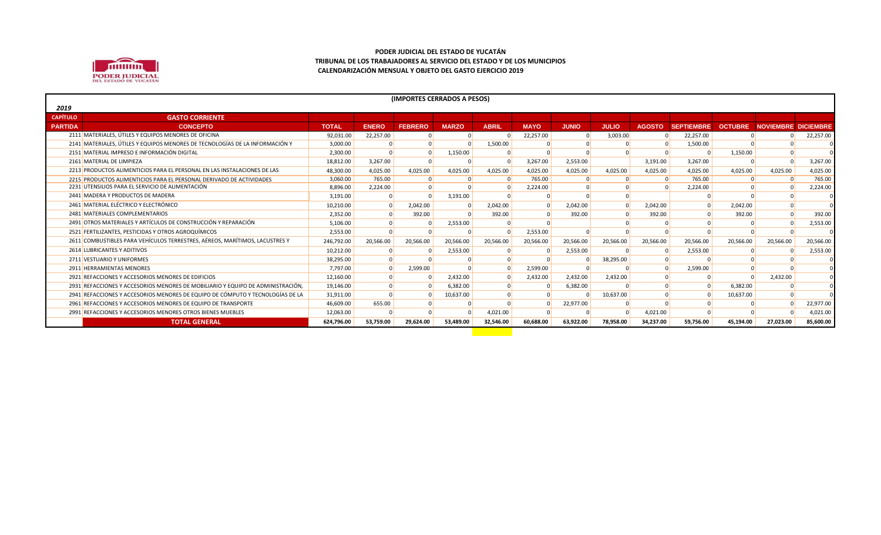# PODER JUDICIAL DEL ESTADO DE YUCATÁN
## TRIBUNAL DE LOS TRABAJADORES AL SERVICIO DEL ESTADO Y DE LOS MUNICIPIOS
### CALENDARIZACIÓN MENSUAL Y OBJETO DEL GASTO EJERCICIO 2019

**(IMPORTES CERRADOS A PESOS)**

*2019*

| CAPÍTULO | GASTO CORRIENTE | | | | | | | | | | | | | |
|---|---|---|---|---|---|---|---|---|---|---|---|---|---|---|
| **PARTIDA** | **CONCEPTO** | **TOTAL** | **ENERO** | **FEBRERO** | **MARZO** | **ABRIL** | **MAYO** | **JUNIO** | **JULIO** | **AGOSTO** | **SEPTIEMBRE** | **OCTUBRE** | **NOVIEMBRE** | **DICIEMBRE** |
| 2111 | MATERIALES, ÚTILES Y EQUIPOS MENORES DE OFICINA | 92,031.00 | 22,257.00 | 0 | 0 | 0 | 22,257.00 | 0 | 3,003.00 | 0 | 22,257.00 | 0 | 0 | 22,257.00 |
| 2141 | MATERIALES, ÚTILES Y EQUIPOS MENORES DE TECNOLOGÍAS DE LA INFORMACIÓN Y | 3,000.00 | 0 | 0 | 0 | 1,500.00 | 0 | 0 | 0 | 0 | 1,500.00 | 0 | 0 | 0 |
| 2151 | MATERIAL IMPRESO E INFORMACIÓN DIGITAL | 2,300.00 | 0 | 0 | 1,150.00 | 0 | 0 | 0 | 0 | 0 | 0 | 1,150.00 | 0 | 0 |
| 2161 | MATERIAL DE LIMPIEZA | 18,812.00 | 3,267.00 | 0 | 0 | 0 | 3,267.00 | 2,553.00 | | 3,191.00 | 3,267.00 | 0 | 0 | 3,267.00 |
| 2213 | PRODUCTOS ALIMENTICIOS PARA EL PERSONAL EN LAS INSTALACIONES DE LAS | 48,300.00 | 4,025.00 | 4,025.00 | 4,025.00 | 4,025.00 | 4,025.00 | 4,025.00 | 4,025.00 | 4,025.00 | 4,025.00 | 4,025.00 | 4,025.00 | 4,025.00 |
| 2215 | PRODUCTOS ALIMENTICIOS PARA EL PERSONAL DERIVADO DE ACTIVIDADES | 3,060.00 | 765.00 | 0 | 0 | 0 | 765.00 | 0 | 0 | 0 | 765.00 | 0 | 0 | 765.00 |
| 2231 | UTENSILIOS PARA EL SERVICIO DE ALIMENTACIÓN | 8,896.00 | 2,224.00 | 0 | 0 | 0 | 2,224.00 | 0 | 0 | 0 | 2,224.00 | 0 | 0 | 2,224.00 |
| 2441 | MADERA Y PRODUCTOS DE MADERA | 3,191.00 | 0 | 0 | 3,191.00 | 0 | 0 | 0 | 0 | | 0 | 0 | 0 | 0 |
| 2461 | MATERIAL ELÉCTRICO Y ELECTRÓNICO | 10,210.00 | 0 | 2,042.00 | 0 | 2,042.00 | 0 | 2,042.00 | 0 | 2,042.00 | 0 | 2,042.00 | 0 | 0 |
| 2481 | MATERIALES COMPLEMENTARIOS | 2,352.00 | 0 | 392.00 | 0 | 392.00 | 0 | 392.00 | 0 | 392.00 | 0 | 392.00 | 0 | 392.00 |
| 2491 | OTROS MATERIALES Y ARTÍCULOS DE CONSTRUCCIÓN Y REPARACIÓN | 5,106.00 | 0 | 0 | 2,553.00 | 0 | 0 | | 0 | 0 | 0 | 0 | 0 | 2,553.00 |
| 2521 | FERTILIZANTES, PESTICIDAS Y OTROS AGROQUÍMICOS | 2,553.00 | 0 | 0 | 0 | 0 | 2,553.00 | 0 | 0 | 0 | 0 | 0 | 0 | 0 |
| 2611 | COMBUSTIBLES PARA VEHÍCULOS TERRESTRES, AÉREOS, MARÍTIMOS, LACUSTRES Y | 246,792.00 | 20,566.00 | 20,566.00 | 20,566.00 | 20,566.00 | 20,566.00 | 20,566.00 | 20,566.00 | 20,566.00 | 20,566.00 | 20,566.00 | 20,566.00 | 20,566.00 |
| 2614 | LUBRICANTES Y ADITIVOS | 10,212.00 | 0 | 0 | 2,553.00 | 0 | 0 | 2,553.00 | 0 | 0 | 2,553.00 | 0 | 0 | 2,553.00 |
| 2711 | VESTUARIO Y UNIFORMES | 38,295.00 | 0 | 0 | 0 | 0 | 0 | 0 | 38,295.00 | 0 | 0 | 0 | 0 | 0 |
| 2911 | HERRAMIENTAS MENORES | 7,797.00 | 0 | 2,599.00 | 0 | 0 | 2,599.00 | 0 | 0 | 0 | 2,599.00 | 0 | 0 | 0 |
| 2921 | REFACCIONES Y ACCESORIOS MENORES DE EDIFICIOS | 12,160.00 | 0 | 0 | 2,432.00 | 0 | 2,432.00 | 2,432.00 | 2,432.00 | 0 | 0 | 0 | 2,432.00 | 0 |
| 2931 | REFACCIONES Y ACCESORIOS MENORES DE MOBILIARIO Y EQUIPO DE ADMINISTRACIÓN, | 19,146.00 | 0 | 0 | 6,382.00 | 0 | 0 | 6,382.00 | 0 | 0 | 0 | 6,382.00 | 0 | 0 |
| 2941 | REFACCIONES Y ACCESORIOS MENORES DE EQUIPO DE CÓMPUTO Y TECNOLOGÍAS DE LA | 31,911.00 | 0 | 0 | 10,637.00 | 0 | 0 | 0 | 10,637.00 | 0 | 0 | 10,637.00 | 0 | 0 |
| 2961 | REFACCIONES Y ACCESORIOS MENORES DE EQUIPO DE TRANSPORTE | 46,609.00 | 655.00 | 0 | 0 | 0 | 0 | 22,977.00 | 0 | 0 | 0 | 0 | 0 | 22,977.00 |
| 2991 | REFACCIONES Y ACCESORIOS MENORES OTROS BIENES MUEBLES | 12,063.00 | 0 | 0 | 0 | 4,021.00 | 0 | 0 | 0 | 4,021.00 | 0 | 0 | 0 | 4,021.00 |
| | **TOTAL GENERAL** | **624,796.00** | **53,759.00** | **29,624.00** | **53,489.00** | **32,546.00** | **60,688.00** | **63,922.00** | **78,958.00** | **34,237.00** | **59,756.00** | **45,194.00** | **27,023.00** | **85,600.00** |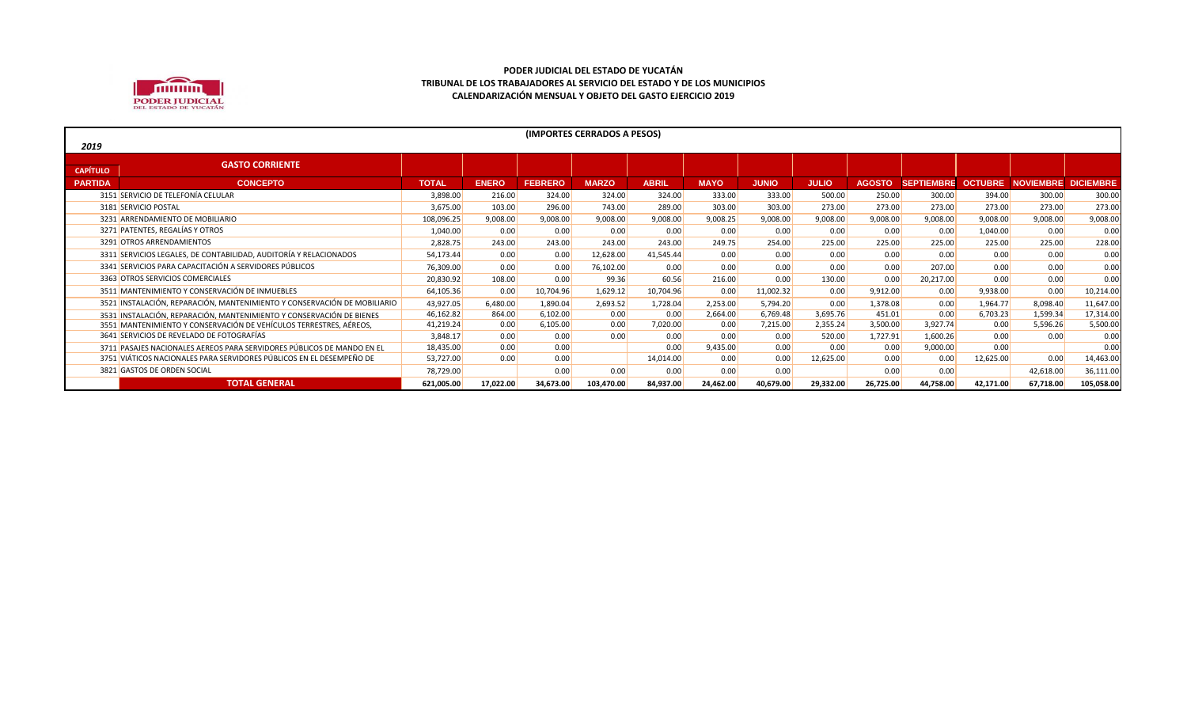**PODER JUDICIAL DEL ESTADO DE YUCATÁN**
**TRIBUNAL DE LOS TRABAJADORES AL SERVICIO DEL ESTADO Y DE LOS MUNICIPIOS**
**CALENDARIZACIÓN MENSUAL Y OBJETO DEL GASTO EJERCICIO 2019**

**(IMPORTES CERRADOS A PESOS)**

*2019*

| CAPÍTULO | GASTO CORRIENTE | | | | | | | | | | | | | |
|---|---|---|---|---|---|---|---|---|---|---|---|---|---|---|
| **PARTIDA** | **CONCEPTO** | **TOTAL** | **ENERO** | **FEBRERO** | **MARZO** | **ABRIL** | **MAYO** | **JUNIO** | **JULIO** | **AGOSTO** | **SEPTIEMBRE** | **OCTUBRE** | **NOVIEMBRE** | **DICIEMBRE** |
| 3151 | SERVICIO DE TELEFONÍA CELULAR | 3,898.00 | 216.00 | 324.00 | 324.00 | 324.00 | 333.00 | 333.00 | 500.00 | 250.00 | 300.00 | 394.00 | 300.00 | 300.00 |
| 3181 | SERVICIO POSTAL | 3,675.00 | 103.00 | 296.00 | 743.00 | 289.00 | 303.00 | 303.00 | 273.00 | 273.00 | 273.00 | 273.00 | 273.00 | 273.00 |
| 3231 | ARRENDAMIENTO DE MOBILIARIO | 108,096.25 | 9,008.00 | 9,008.00 | 9,008.00 | 9,008.00 | 9,008.25 | 9,008.00 | 9,008.00 | 9,008.00 | 9,008.00 | 9,008.00 | 9,008.00 | 9,008.00 |
| 3271 | PATENTES, REGALÍAS Y OTROS | 1,040.00 | 0.00 | 0.00 | 0.00 | 0.00 | 0.00 | 0.00 | 0.00 | 0.00 | 0.00 | 1,040.00 | 0.00 | 0.00 |
| 3291 | OTROS ARRENDAMIENTOS | 2,828.75 | 243.00 | 243.00 | 243.00 | 243.00 | 249.75 | 254.00 | 225.00 | 225.00 | 225.00 | 225.00 | 225.00 | 228.00 |
| 3311 | SERVICIOS LEGALES, DE CONTABILIDAD, AUDITORÍA Y RELACIONADOS | 54,173.44 | 0.00 | 0.00 | 12,628.00 | 41,545.44 | 0.00 | 0.00 | 0.00 | 0.00 | 0.00 | 0.00 | 0.00 | 0.00 |
| 3341 | SERVICIOS PARA CAPACITACIÓN A SERVIDORES PÚBLICOS | 76,309.00 | 0.00 | 0.00 | 76,102.00 | 0.00 | 0.00 | 0.00 | 0.00 | 0.00 | 207.00 | 0.00 | 0.00 | 0.00 |
| 3363 | OTROS SERVICIOS COMERCIALES | 20,830.92 | 108.00 | 0.00 | 99.36 | 60.56 | 216.00 | 0.00 | 130.00 | 0.00 | 20,217.00 | 0.00 | 0.00 | 0.00 |
| 3511 | MANTENIMIENTO Y CONSERVACIÓN DE INMUEBLES | 64,105.36 | 0.00 | 10,704.96 | 1,629.12 | 10,704.96 | 0.00 | 11,002.32 | 0.00 | 9,912.00 | 0.00 | 9,938.00 | 0.00 | 10,214.00 |
| 3521 | INSTALACIÓN, REPARACIÓN, MANTENIMIENTO Y CONSERVACIÓN DE MOBILIARIO | 43,927.05 | 6,480.00 | 1,890.04 | 2,693.52 | 1,728.04 | 2,253.00 | 5,794.20 | 0.00 | 1,378.08 | 0.00 | 1,964.77 | 8,098.40 | 11,647.00 |
| 3531 | INSTALACIÓN, REPARACIÓN, MANTENIMIENTO Y CONSERVACIÓN DE BIENES | 46,162.82 | 864.00 | 6,102.00 | 0.00 | 0.00 | 2,664.00 | 6,769.48 | 3,695.76 | 451.01 | 0.00 | 6,703.23 | 1,599.34 | 17,314.00 |
| 3551 | MANTENIMIENTO Y CONSERVACIÓN DE VEHÍCULOS TERRESTRES, AÉREOS, | 41,219.24 | 0.00 | 6,105.00 | 0.00 | 7,020.00 | 0.00 | 7,215.00 | 2,355.24 | 3,500.00 | 3,927.74 | 0.00 | 5,596.26 | 5,500.00 |
| 3641 | SERVICIOS DE REVELADO DE FOTOGRAFÍAS | 3,848.17 | 0.00 | 0.00 | 0.00 | 0.00 | 0.00 | 0.00 | 520.00 | 1,727.91 | 1,600.26 | 0.00 | 0.00 | 0.00 |
| 3711 | PASAJES NACIONALES AEREOS PARA SERVIDORES PÚBLICOS DE MANDO EN EL | 18,435.00 | 0.00 | 0.00 | | 0.00 | 9,435.00 | 0.00 | 0.00 | 0.00 | 9,000.00 | 0.00 | | 0.00 |
| 3751 | VIÁTICOS NACIONALES PARA SERVIDORES PÚBLICOS EN EL DESEMPEÑO DE | 53,727.00 | 0.00 | 0.00 | | 14,014.00 | 0.00 | 0.00 | 12,625.00 | 0.00 | 0.00 | 12,625.00 | 0.00 | 14,463.00 |
| 3821 | GASTOS DE ORDEN SOCIAL | 78,729.00 | | 0.00 | 0.00 | 0.00 | 0.00 | 0.00 | | 0.00 | 0.00 | | 42,618.00 | 36,111.00 |
| | **TOTAL GENERAL** | **621,005.00** | **17,022.00** | **34,673.00** | **103,470.00** | **84,937.00** | **24,462.00** | **40,679.00** | **29,332.00** | **26,725.00** | **44,758.00** | **42,171.00** | **67,718.00** | **105,058.00** |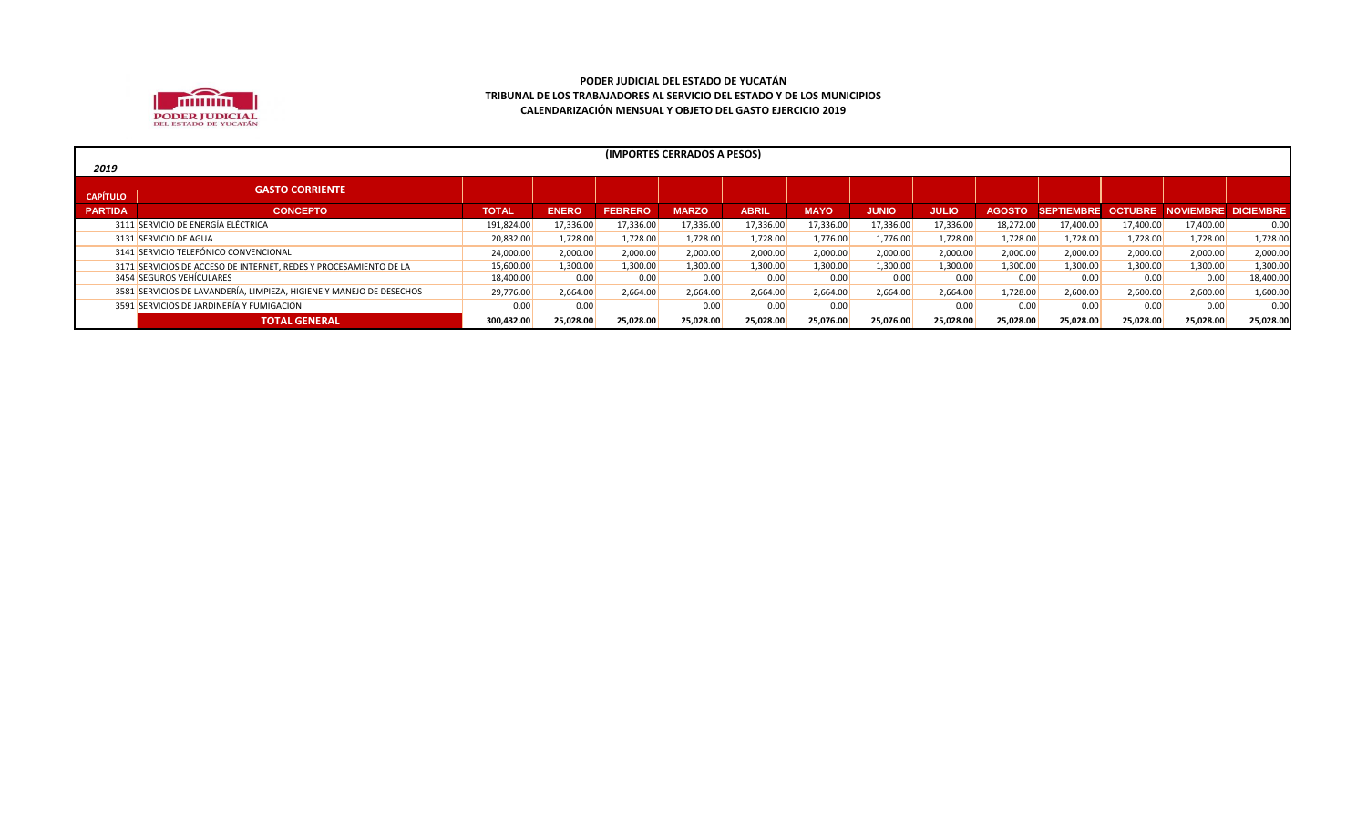**PODER JUDICIAL DEL ESTADO DE YUCATÁN**
**TRIBUNAL DE LOS TRABAJADORES AL SERVICIO DEL ESTADO Y DE LOS MUNICIPIOS**
**CALENDARIZACIÓN MENSUAL Y OBJETO DEL GASTO EJERCICIO 2019**

**(IMPORTES CERRADOS A PESOS)**

*2019*

| CAPÍTULO | GASTO CORRIENTE | | | | | | | | | | | | | |
|---|---|---|---|---|---|---|---|---|---|---|---|---|---|---|
| PARTIDA | CONCEPTO | TOTAL | ENERO | FEBRERO | MARZO | ABRIL | MAYO | JUNIO | JULIO | AGOSTO | SEPTIEMBRE | OCTUBRE | NOVIEMBRE | DICIEMBRE |
| 3111 | SERVICIO DE ENERGÍA ELÉCTRICA | 191,824.00 | 17,336.00 | 17,336.00 | 17,336.00 | 17,336.00 | 17,336.00 | 17,336.00 | 17,336.00 | 18,272.00 | 17,400.00 | 17,400.00 | 17,400.00 | 0.00 |
| 3131 | SERVICIO DE AGUA | 20,832.00 | 1,728.00 | 1,728.00 | 1,728.00 | 1,728.00 | 1,776.00 | 1,776.00 | 1,728.00 | 1,728.00 | 1,728.00 | 1,728.00 | 1,728.00 | 1,728.00 |
| 3141 | SERVICIO TELEFÓNICO CONVENCIONAL | 24,000.00 | 2,000.00 | 2,000.00 | 2,000.00 | 2,000.00 | 2,000.00 | 2,000.00 | 2,000.00 | 2,000.00 | 2,000.00 | 2,000.00 | 2,000.00 | 2,000.00 |
| 3171 | SERVICIOS DE ACCESO DE INTERNET, REDES Y PROCESAMIENTO DE LA | 15,600.00 | 1,300.00 | 1,300.00 | 1,300.00 | 1,300.00 | 1,300.00 | 1,300.00 | 1,300.00 | 1,300.00 | 1,300.00 | 1,300.00 | 1,300.00 | 1,300.00 |
| 3454 | SEGUROS VEHÍCULARES | 18,400.00 | 0.00 | 0.00 | 0.00 | 0.00 | 0.00 | 0.00 | 0.00 | 0.00 | 0.00 | 0.00 | 0.00 | 18,400.00 |
| 3581 | SERVICIOS DE LAVANDERÍA, LIMPIEZA, HIGIENE Y MANEJO DE DESECHOS | 29,776.00 | 2,664.00 | 2,664.00 | 2,664.00 | 2,664.00 | 2,664.00 | 2,664.00 | 2,664.00 | 1,728.00 | 2,600.00 | 2,600.00 | 2,600.00 | 1,600.00 |
| 3591 | SERVICIOS DE JARDINERÍA Y FUMIGACIÓN | 0.00 | 0.00 | | 0.00 | 0.00 | 0.00 | | 0.00 | 0.00 | 0.00 | 0.00 | 0.00 | 0.00 |
| | **TOTAL GENERAL** | **300,432.00** | **25,028.00** | **25,028.00** | **25,028.00** | **25,028.00** | **25,076.00** | **25,076.00** | **25,028.00** | **25,028.00** | **25,028.00** | **25,028.00** | **25,028.00** | **25,028.00** |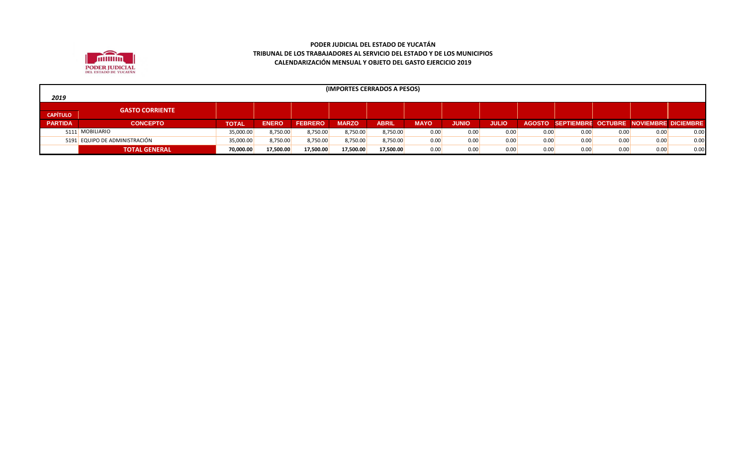**PODER JUDICIAL DEL ESTADO DE YUCATÁN**
**TRIBUNAL DE LOS TRABAJADORES AL SERVICIO DEL ESTADO Y DE LOS MUNICIPIOS**
**CALENDARIZACIÓN MENSUAL Y OBJETO DEL GASTO EJERCICIO 2019**

**(IMPORTES CERRADOS A PESOS)**

*2019*

| CAPÍTULO | GASTO CORRIENTE | | | | | | | | | | | | | |
|---|---|---|---|---|---|---|---|---|---|---|---|---|---|---|
| **PARTIDA** | **CONCEPTO** | **TOTAL** | **ENERO** | **FEBRERO** | **MARZO** | **ABRIL** | **MAYO** | **JUNIO** | **JULIO** | **AGOSTO** | **SEPTIEMBRE** | **OCTUBRE** | **NOVIEMBRE** | **DICIEMBRE** |
| 5111 | MOBILIARIO | 35,000.00 | 8,750.00 | 8,750.00 | 8,750.00 | 8,750.00 | 0.00 | 0.00 | 0.00 | 0.00 | 0.00 | 0.00 | 0.00 | 0.00 |
| 5191 | EQUIPO DE ADMINISTRACIÓN | 35,000.00 | 8,750.00 | 8,750.00 | 8,750.00 | 8,750.00 | 0.00 | 0.00 | 0.00 | 0.00 | 0.00 | 0.00 | 0.00 | 0.00 |
| | **TOTAL GENERAL** | **70,000.00** | **17,500.00** | **17,500.00** | **17,500.00** | **17,500.00** | 0.00 | 0.00 | 0.00 | 0.00 | 0.00 | 0.00 | 0.00 | 0.00 |